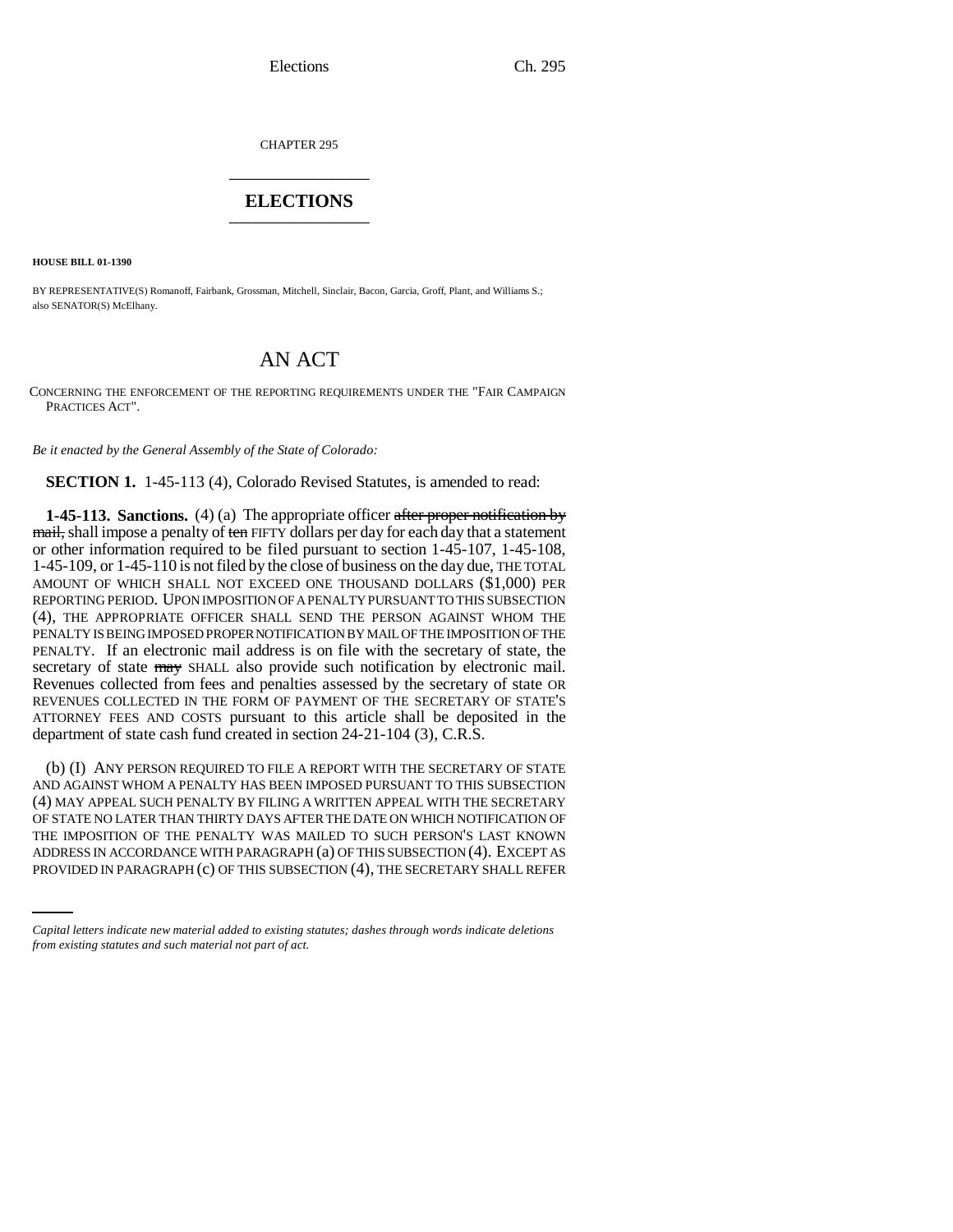CHAPTER 295

## ELECTIONS

**HOUSE BILL 01-1390**

BY REPRESENTATIVE(S) Romanoff, Fairbank, Grossman, Mitchell, Sinclair, Bacon, Garcia, Groff, Plant, and Williams S.; also SENATOR(S) McElhany.

# AN ACT

CONCERNING THE ENFORCEMENT OF THE REPORTING REQUIREMENTS UNDER THE "FAIR CAMPAIGN PRACTICES ACT".

*Be it enacted by the General Assembly of the State of Colorado:*

**SECTION 1.** 1-45-113 (4), Colorado Revised Statutes, is amended to read:

**1-45-113. Sanctions.** (4) (a) The appropriate officer ~~after proper notification by mail,~~ shall impose a penalty of ~~ten~~ FIFTY dollars per day for each day that a statement or other information required to be filed pursuant to section 1-45-107, 1-45-108, 1-45-109, or 1-45-110 is not filed by the close of business on the day due, THE TOTAL AMOUNT OF WHICH SHALL NOT EXCEED ONE THOUSAND DOLLARS ($1,000) PER REPORTING PERIOD. UPON IMPOSITION OF A PENALTY PURSUANT TO THIS SUBSECTION (4), THE APPROPRIATE OFFICER SHALL SEND THE PERSON AGAINST WHOM THE PENALTY IS BEING IMPOSED PROPER NOTIFICATION BY MAIL OF THE IMPOSITION OF THE PENALTY. If an electronic mail address is on file with the secretary of state, the secretary of state ~~may~~ SHALL also provide such notification by electronic mail. Revenues collected from fees and penalties assessed by the secretary of state OR REVENUES COLLECTED IN THE FORM OF PAYMENT OF THE SECRETARY OF STATE'S ATTORNEY FEES AND COSTS pursuant to this article shall be deposited in the department of state cash fund created in section 24-21-104 (3), C.R.S.

(b) (I) ANY PERSON REQUIRED TO FILE A REPORT WITH THE SECRETARY OF STATE AND AGAINST WHOM A PENALTY HAS BEEN IMPOSED PURSUANT TO THIS SUBSECTION (4) MAY APPEAL SUCH PENALTY BY FILING A WRITTEN APPEAL WITH THE SECRETARY OF STATE NO LATER THAN THIRTY DAYS AFTER THE DATE ON WHICH NOTIFICATION OF THE IMPOSITION OF THE PENALTY WAS MAILED TO SUCH PERSON'S LAST KNOWN ADDRESS IN ACCORDANCE WITH PARAGRAPH (a) OF THIS SUBSECTION (4). EXCEPT AS PROVIDED IN PARAGRAPH (c) OF THIS SUBSECTION (4), THE SECRETARY SHALL REFER

*Capital letters indicate new material added to existing statutes; dashes through words indicate deletions from existing statutes and such material not part of act.*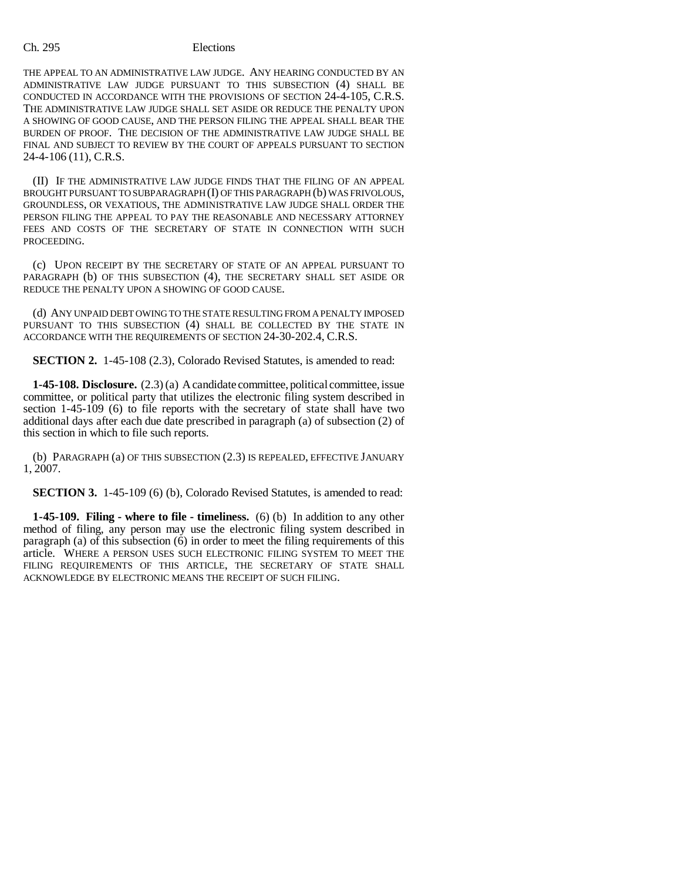THE APPEAL TO AN ADMINISTRATIVE LAW JUDGE. ANY HEARING CONDUCTED BY AN ADMINISTRATIVE LAW JUDGE PURSUANT TO THIS SUBSECTION (4) SHALL BE CONDUCTED IN ACCORDANCE WITH THE PROVISIONS OF SECTION 24-4-105, C.R.S. THE ADMINISTRATIVE LAW JUDGE SHALL SET ASIDE OR REDUCE THE PENALTY UPON A SHOWING OF GOOD CAUSE, AND THE PERSON FILING THE APPEAL SHALL BEAR THE BURDEN OF PROOF. THE DECISION OF THE ADMINISTRATIVE LAW JUDGE SHALL BE FINAL AND SUBJECT TO REVIEW BY THE COURT OF APPEALS PURSUANT TO SECTION 24-4-106 (11), C.R.S.

(II) IF THE ADMINISTRATIVE LAW JUDGE FINDS THAT THE FILING OF AN APPEAL BROUGHT PURSUANT TO SUBPARAGRAPH (I) OF THIS PARAGRAPH (b) WAS FRIVOLOUS, GROUNDLESS, OR VEXATIOUS, THE ADMINISTRATIVE LAW JUDGE SHALL ORDER THE PERSON FILING THE APPEAL TO PAY THE REASONABLE AND NECESSARY ATTORNEY FEES AND COSTS OF THE SECRETARY OF STATE IN CONNECTION WITH SUCH PROCEEDING.

(c) UPON RECEIPT BY THE SECRETARY OF STATE OF AN APPEAL PURSUANT TO PARAGRAPH (b) OF THIS SUBSECTION (4), THE SECRETARY SHALL SET ASIDE OR REDUCE THE PENALTY UPON A SHOWING OF GOOD CAUSE.

(d) ANY UNPAID DEBT OWING TO THE STATE RESULTING FROM A PENALTY IMPOSED PURSUANT TO THIS SUBSECTION (4) SHALL BE COLLECTED BY THE STATE IN ACCORDANCE WITH THE REQUIREMENTS OF SECTION 24-30-202.4, C.R.S.

**SECTION 2.** 1-45-108 (2.3), Colorado Revised Statutes, is amended to read:

**1-45-108. Disclosure.** (2.3) (a) A candidate committee, political committee, issue committee, or political party that utilizes the electronic filing system described in section 1-45-109 (6) to file reports with the secretary of state shall have two additional days after each due date prescribed in paragraph (a) of subsection (2) of this section in which to file such reports.

(b) PARAGRAPH (a) OF THIS SUBSECTION (2.3) IS REPEALED, EFFECTIVE JANUARY 1, 2007.

**SECTION 3.** 1-45-109 (6) (b), Colorado Revised Statutes, is amended to read:

**1-45-109. Filing - where to file - timeliness.** (6) (b) In addition to any other method of filing, any person may use the electronic filing system described in paragraph (a) of this subsection (6) in order to meet the filing requirements of this article. WHERE A PERSON USES SUCH ELECTRONIC FILING SYSTEM TO MEET THE FILING REQUIREMENTS OF THIS ARTICLE, THE SECRETARY OF STATE SHALL ACKNOWLEDGE BY ELECTRONIC MEANS THE RECEIPT OF SUCH FILING.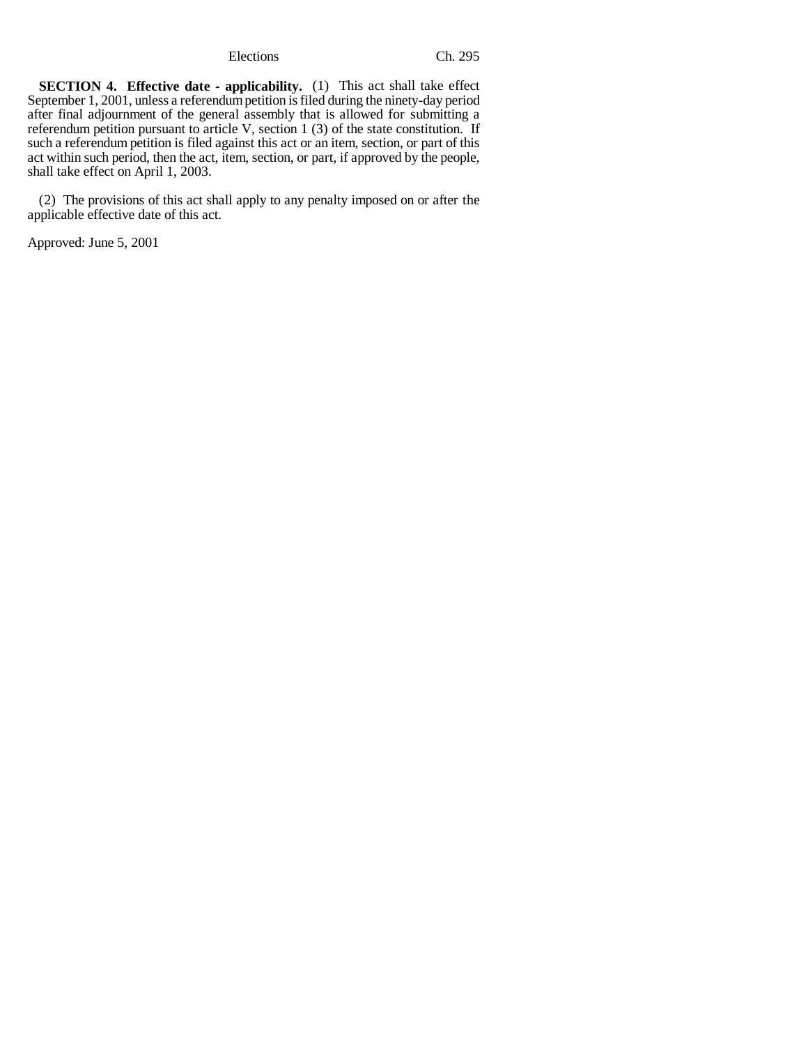**SECTION 4. Effective date - applicability.** (1) This act shall take effect September 1, 2001, unless a referendum petition is filed during the ninety-day period after final adjournment of the general assembly that is allowed for submitting a referendum petition pursuant to article V, section 1 (3) of the state constitution. If such a referendum petition is filed against this act or an item, section, or part of this act within such period, then the act, item, section, or part, if approved by the people, shall take effect on April 1, 2003.

(2) The provisions of this act shall apply to any penalty imposed on or after the applicable effective date of this act.

Approved: June 5, 2001